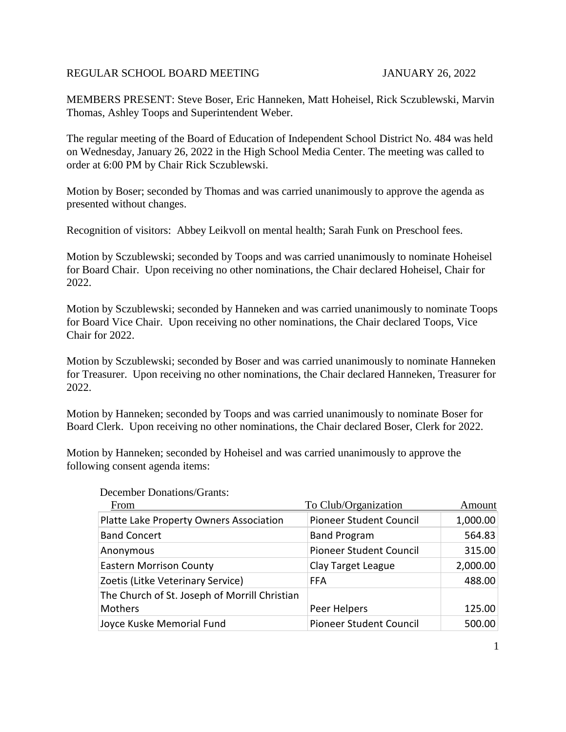REGULAR SCHOOL BOARD MEETING JANUARY 26, 2022

MEMBERS PRESENT: Steve Boser, Eric Hanneken, Matt Hoheisel, Rick Sczublewski, Marvin Thomas, Ashley Toops and Superintendent Weber.

The regular meeting of the Board of Education of Independent School District No. 484 was held on Wednesday, January 26, 2022 in the High School Media Center. The meeting was called to order at 6:00 PM by Chair Rick Sczublewski.

Motion by Boser; seconded by Thomas and was carried unanimously to approve the agenda as presented without changes.

Recognition of visitors: Abbey Leikvoll on mental health; Sarah Funk on Preschool fees.

Motion by Sczublewski; seconded by Toops and was carried unanimously to nominate Hoheisel for Board Chair. Upon receiving no other nominations, the Chair declared Hoheisel, Chair for 2022.

Motion by Sczublewski; seconded by Hanneken and was carried unanimously to nominate Toops for Board Vice Chair. Upon receiving no other nominations, the Chair declared Toops, Vice Chair for 2022.

Motion by Sczublewski; seconded by Boser and was carried unanimously to nominate Hanneken for Treasurer. Upon receiving no other nominations, the Chair declared Hanneken, Treasurer for 2022.

Motion by Hanneken; seconded by Toops and was carried unanimously to nominate Boser for Board Clerk. Upon receiving no other nominations, the Chair declared Boser, Clerk for 2022.

Motion by Hanneken; seconded by Hoheisel and was carried unanimously to approve the following consent agenda items:

December Donations/Grants:

| From | To Club/Organization | Amount |
|---|---|---|
| Platte Lake Property Owners Association | Pioneer Student Council | 1,000.00 |
| Band Concert | Band Program | 564.83 |
| Anonymous | Pioneer Student Council | 315.00 |
| Eastern Morrison County | Clay Target League | 2,000.00 |
| Zoetis (Litke Veterinary Service) | FFA | 488.00 |
| The Church of St. Joseph of Morrill Christian Mothers | Peer Helpers | 125.00 |
| Joyce Kuske Memorial Fund | Pioneer Student Council | 500.00 |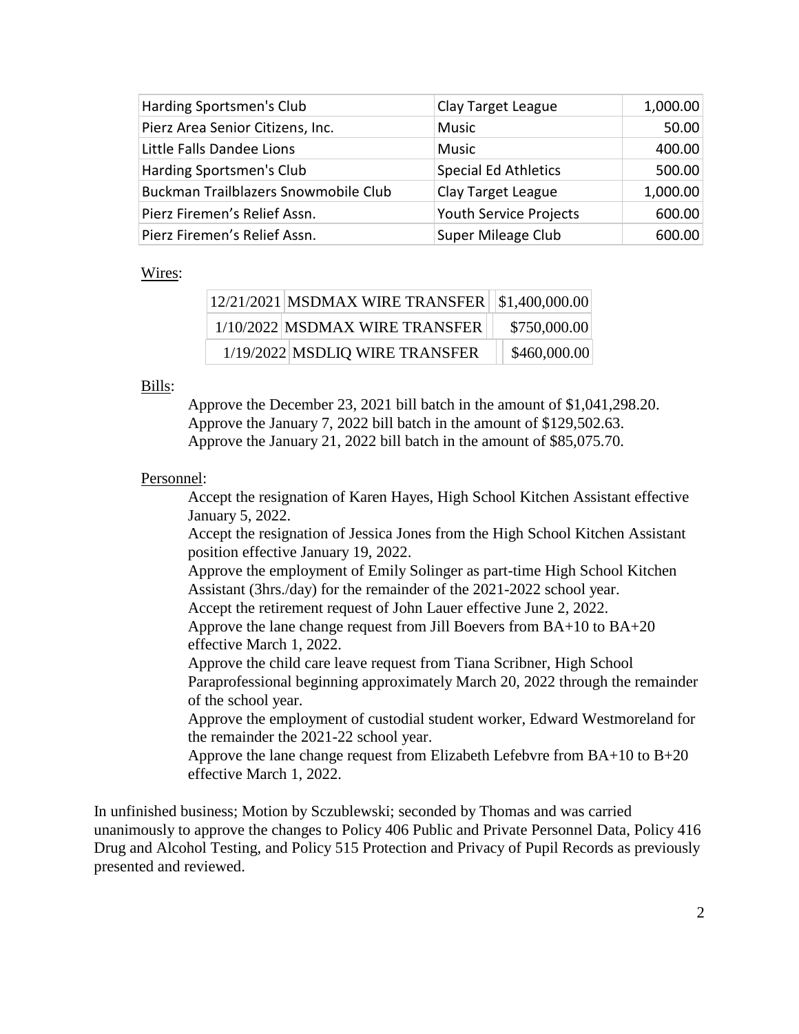| Harding Sportsmen's Club | Clay Target League | 1,000.00 |
|---|---|---|
| Pierz Area Senior Citizens, Inc. | Music | 50.00 |
| Little Falls Dandee Lions | Music | 400.00 |
| Harding Sportsmen's Club | Special Ed Athletics | 500.00 |
| Buckman Trailblazers Snowmobile Club | Clay Target League | 1,000.00 |
| Pierz Firemen's Relief Assn. | Youth Service Projects | 600.00 |
| Pierz Firemen's Relief Assn. | Super Mileage Club | 600.00 |

Wires:

| 12/21/2021 | MSDMAX WIRE TRANSFER | $1,400,000.00 |
|---|---|---|
| 1/10/2022 | MSDMAX WIRE TRANSFER | $750,000.00 |
| 1/19/2022 | MSDLIQ WIRE TRANSFER | $460,000.00 |

Bills:

Approve the December 23, 2021 bill batch in the amount of $1,041,298.20.
Approve the January 7, 2022 bill batch in the amount of $129,502.63.
Approve the January 21, 2022 bill batch in the amount of $85,075.70.

Personnel:

Accept the resignation of Karen Hayes, High School Kitchen Assistant effective January 5, 2022.
Accept the resignation of Jessica Jones from the High School Kitchen Assistant position effective January 19, 2022.
Approve the employment of Emily Solinger as part-time High School Kitchen Assistant (3hrs./day) for the remainder of the 2021-2022 school year.
Accept the retirement request of John Lauer effective June 2, 2022.
Approve the lane change request from Jill Boevers from BA+10 to BA+20 effective March 1, 2022.
Approve the child care leave request from Tiana Scribner, High School Paraprofessional beginning approximately March 20, 2022 through the remainder of the school year.
Approve the employment of custodial student worker, Edward Westmoreland for the remainder the 2021-22 school year.
Approve the lane change request from Elizabeth Lefebvre from BA+10 to B+20 effective March 1, 2022.

In unfinished business; Motion by Sczublewski; seconded by Thomas and was carried unanimously to approve the changes to Policy 406 Public and Private Personnel Data, Policy 416 Drug and Alcohol Testing, and Policy 515 Protection and Privacy of Pupil Records as previously presented and reviewed.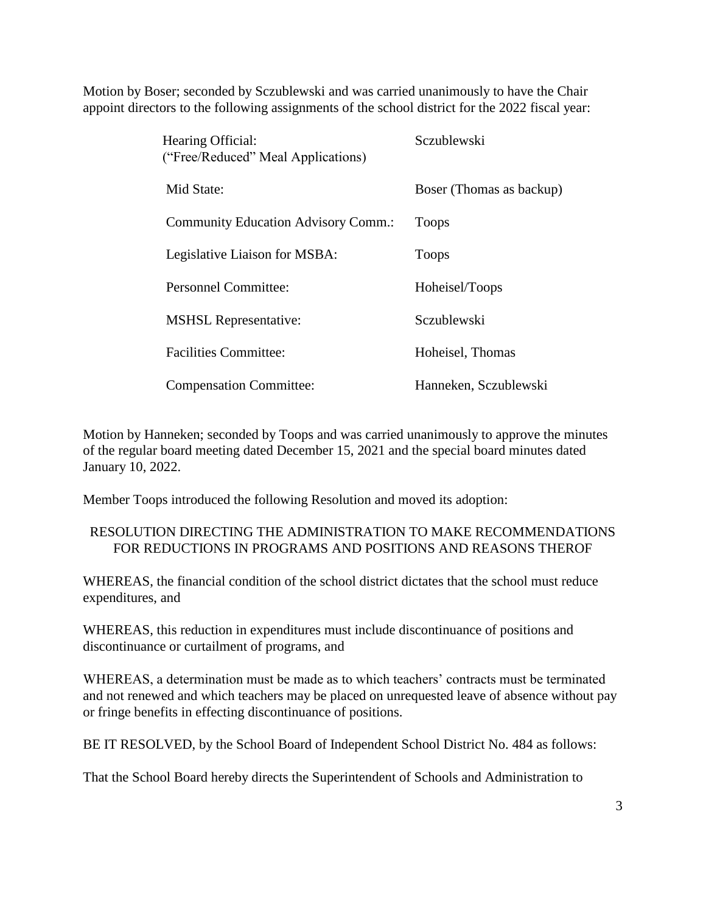Motion by Boser; seconded by Sczublewski and was carried unanimously to have the Chair appoint directors to the following assignments of the school district for the 2022 fiscal year:

| | |
|---|---|
| Hearing Official: ("Free/Reduced" Meal Applications) | Sczublewski |
| Mid State: | Boser (Thomas as backup) |
| Community Education Advisory Comm.: | Toops |
| Legislative Liaison for MSBA: | Toops |
| Personnel Committee: | Hoheisel/Toops |
| MSHSL Representative: | Sczublewski |
| Facilities Committee: | Hoheisel, Thomas |
| Compensation Committee: | Hanneken, Sczublewski |

Motion by Hanneken; seconded by Toops and was carried unanimously to approve the minutes of the regular board meeting dated December 15, 2021 and the special board minutes dated January 10, 2022.

Member Toops introduced the following Resolution and moved its adoption:

RESOLUTION DIRECTING THE ADMINISTRATION TO MAKE RECOMMENDATIONS FOR REDUCTIONS IN PROGRAMS AND POSITIONS AND REASONS THEROF

WHEREAS, the financial condition of the school district dictates that the school must reduce expenditures, and

WHEREAS, this reduction in expenditures must include discontinuance of positions and discontinuance or curtailment of programs, and

WHEREAS, a determination must be made as to which teachers' contracts must be terminated and not renewed and which teachers may be placed on unrequested leave of absence without pay or fringe benefits in effecting discontinuance of positions.

BE IT RESOLVED, by the School Board of Independent School District No. 484 as follows:

That the School Board hereby directs the Superintendent of Schools and Administration to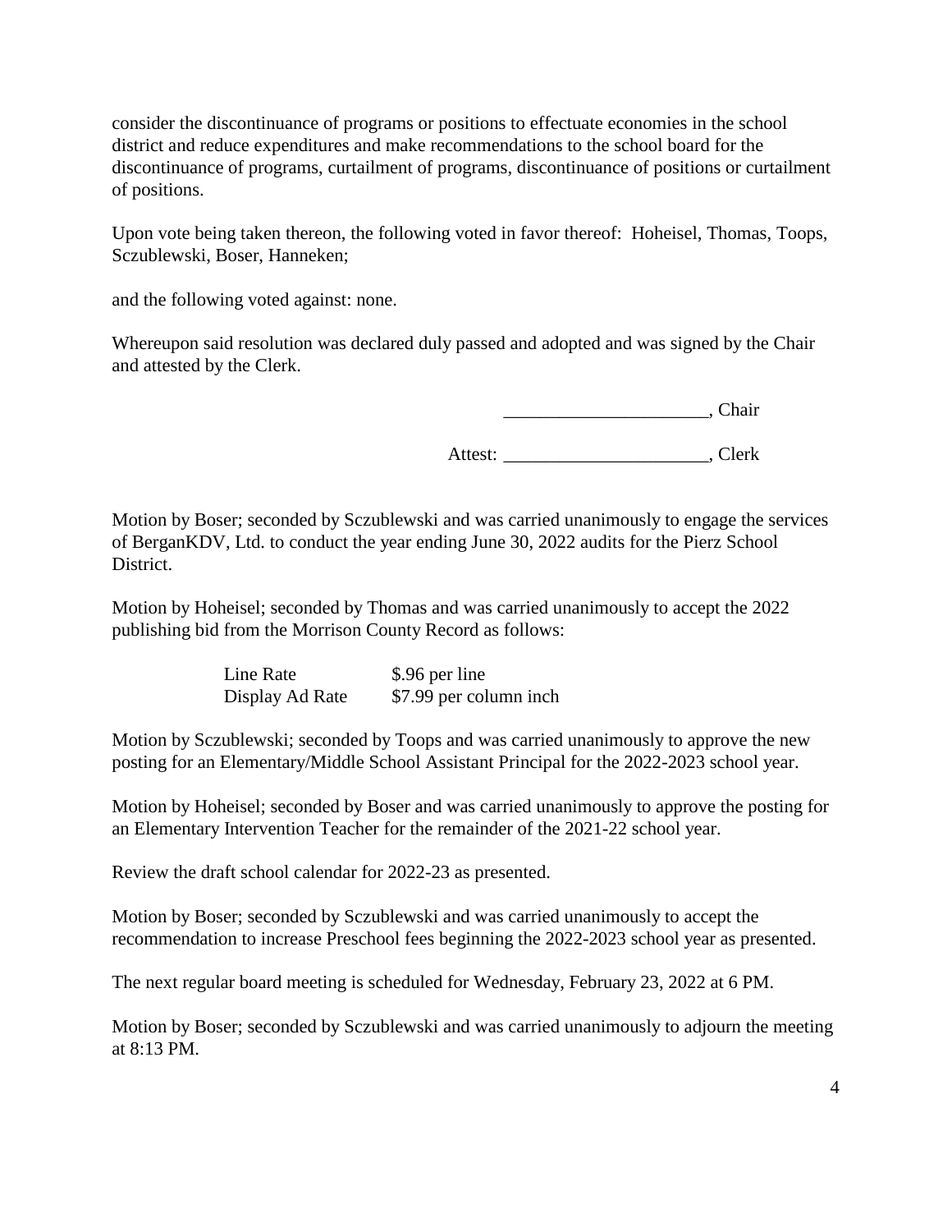consider the discontinuance of programs or positions to effectuate economies in the school district and reduce expenditures and make recommendations to the school board for the discontinuance of programs, curtailment of programs, discontinuance of positions or curtailment of positions.

Upon vote being taken thereon, the following voted in favor thereof: Hoheisel, Thomas, Toops, Sczublewski, Boser, Hanneken;

and the following voted against: none.

Whereupon said resolution was declared duly passed and adopted and was signed by the Chair and attested by the Clerk.

______________________, Chair

Attest: ______________________, Clerk

Motion by Boser; seconded by Sczublewski and was carried unanimously to engage the services of BerganKDV, Ltd. to conduct the year ending June 30, 2022 audits for the Pierz School District.

Motion by Hoheisel; seconded by Thomas and was carried unanimously to accept the 2022 publishing bid from the Morrison County Record as follows:

| | |
|---|---|
| Line Rate | $.96 per line |
| Display Ad Rate | $7.99 per column inch |

Motion by Sczublewski; seconded by Toops and was carried unanimously to approve the new posting for an Elementary/Middle School Assistant Principal for the 2022-2023 school year.

Motion by Hoheisel; seconded by Boser and was carried unanimously to approve the posting for an Elementary Intervention Teacher for the remainder of the 2021-22 school year.

Review the draft school calendar for 2022-23 as presented.

Motion by Boser; seconded by Sczublewski and was carried unanimously to accept the recommendation to increase Preschool fees beginning the 2022-2023 school year as presented.

The next regular board meeting is scheduled for Wednesday, February 23, 2022 at 6 PM.

Motion by Boser; seconded by Sczublewski and was carried unanimously to adjourn the meeting at 8:13 PM.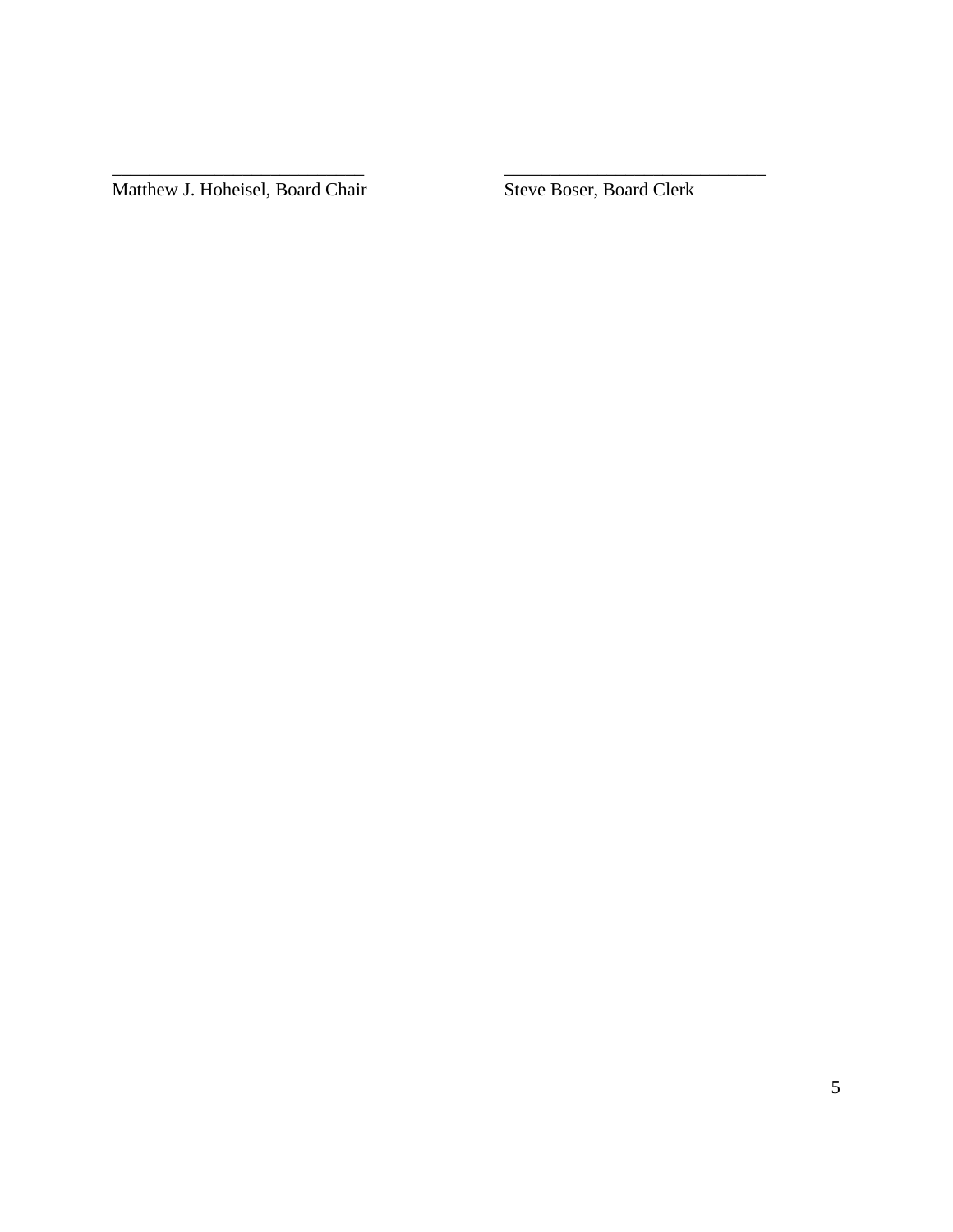\_\_\_\_\_\_\_\_\_\_\_\_\_\_\_\_\_\_\_\_\_\_\_\_\_\_\_\_ \_\_\_\_\_\_\_\_\_\_\_\_\_\_\_\_\_\_\_\_\_\_\_\_\_\_\_\_\_

Matthew J. Hoheisel, Board Chair Steve Boser, Board Clerk